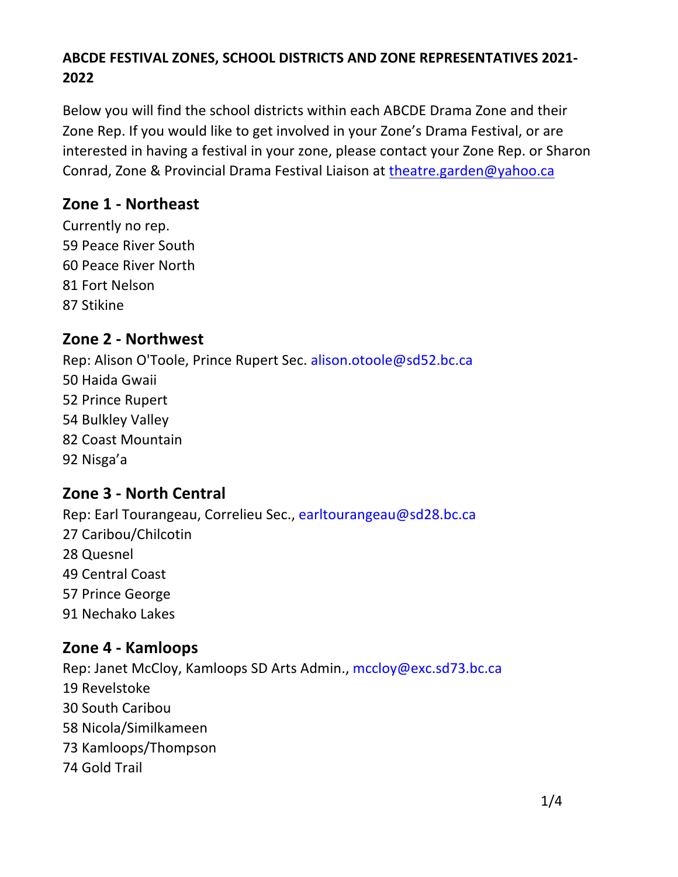**ABCDE FESTIVAL ZONES, SCHOOL DISTRICTS AND ZONE REPRESENTATIVES 2021-2022**

Below you will find the school districts within each ABCDE Drama Zone and their Zone Rep. If you would like to get involved in your Zone's Drama Festival, or are interested in having a festival in your zone, please contact your Zone Rep. or Sharon Conrad, Zone & Provincial Drama Festival Liaison at theatre.garden@yahoo.ca

## Zone 1 - Northeast

Currently no rep.
59 Peace River South
60 Peace River North
81 Fort Nelson
87 Stikine

## Zone 2 - Northwest

Rep: Alison O'Toole, Prince Rupert Sec. alison.otoole@sd52.bc.ca
50 Haida Gwaii
52 Prince Rupert
54 Bulkley Valley
82 Coast Mountain
92 Nisga'a

## Zone 3 - North Central

Rep: Earl Tourangeau, Correlieu Sec., earltourangeau@sd28.bc.ca
27 Caribou/Chilcotin
28 Quesnel
49 Central Coast
57 Prince George
91 Nechako Lakes

## Zone 4 - Kamloops

Rep: Janet McCloy, Kamloops SD Arts Admin., mccloy@exc.sd73.bc.ca
19 Revelstoke
30 South Caribou
58 Nicola/Similkameen
73 Kamloops/Thompson
74 Gold Trail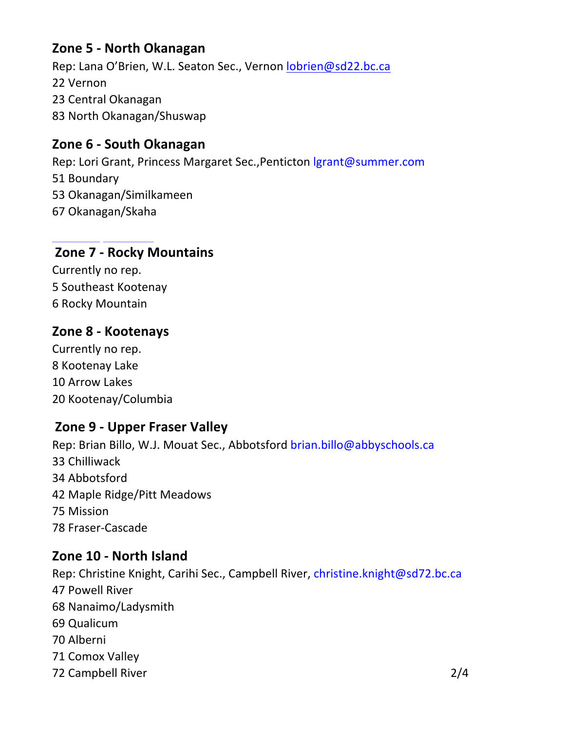## Zone 5 - North Okanagan

Rep: Lana O'Brien, W.L. Seaton Sec., Vernon lobrien@sd22.bc.ca
22 Vernon
23 Central Okanagan
83 North Okanagan/Shuswap

## Zone 6 - South Okanagan

Rep: Lori Grant, Princess Margaret Sec.,Penticton lgrant@summer.com
51 Boundary
53 Okanagan/Similkameen
67 Okanagan/Skaha

## Zone 7 - Rocky Mountains

Currently no rep.
5 Southeast Kootenay
6 Rocky Mountain

## Zone 8 - Kootenays

Currently no rep.
8 Kootenay Lake
10 Arrow Lakes
20 Kootenay/Columbia

## Zone 9 - Upper Fraser Valley

Rep: Brian Billo, W.J. Mouat Sec., Abbotsford brian.billo@abbyschools.ca
33 Chilliwack
34 Abbotsford
42 Maple Ridge/Pitt Meadows
75 Mission
78 Fraser-Cascade

## Zone 10 - North Island

Rep: Christine Knight, Carihi Sec., Campbell River, christine.knight@sd72.bc.ca
47 Powell River
68 Nanaimo/Ladysmith
69 Qualicum
70 Alberni
71 Comox Valley
72 Campbell River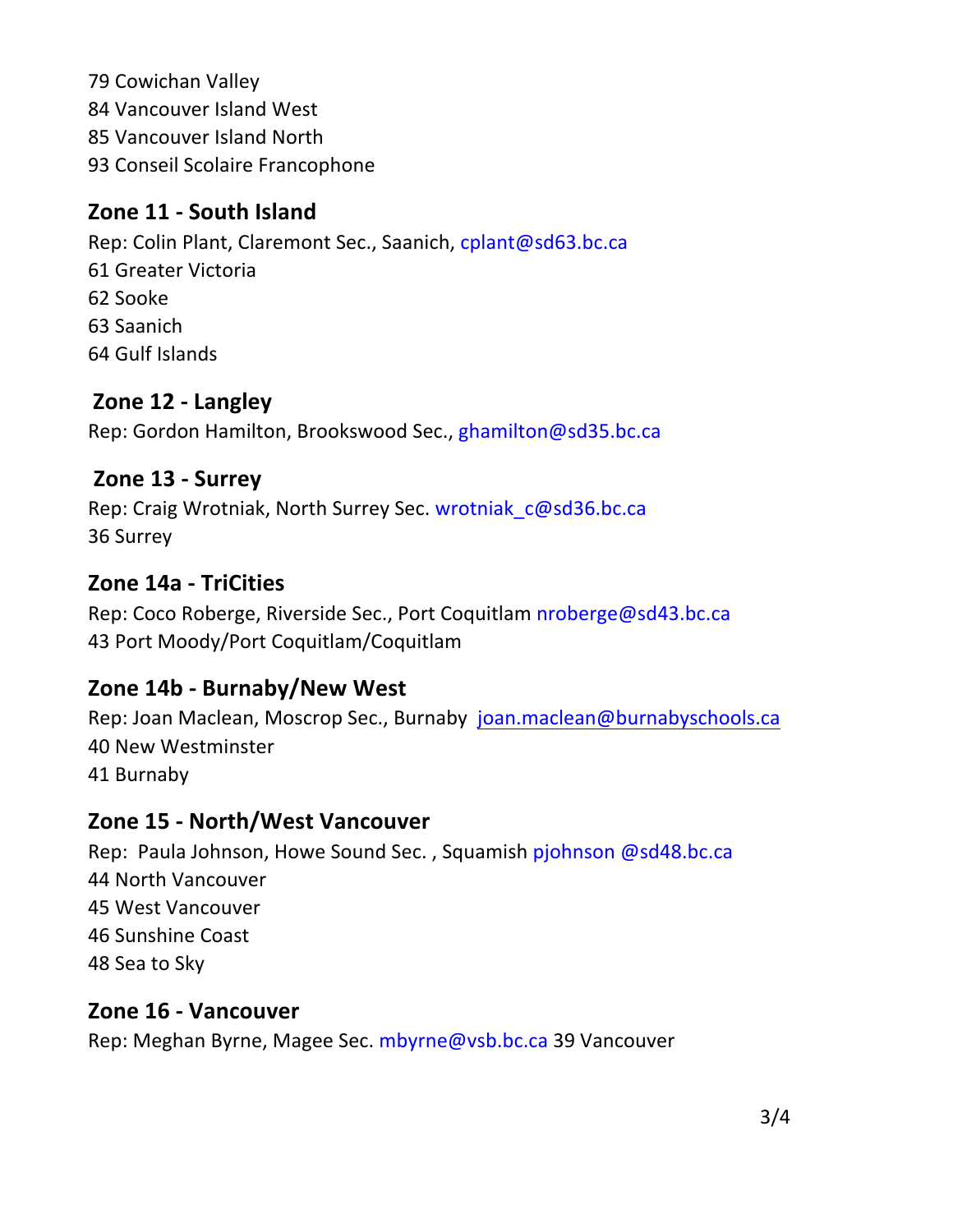79 Cowichan Valley
84 Vancouver Island West
85 Vancouver Island North
93 Conseil Scolaire Francophone

## Zone 11 - South Island

Rep: Colin Plant, Claremont Sec., Saanich, cplant@sd63.bc.ca
61 Greater Victoria
62 Sooke
63 Saanich
64 Gulf Islands

## Zone 12 - Langley

Rep: Gordon Hamilton, Brookswood Sec., ghamilton@sd35.bc.ca

## Zone 13 - Surrey

Rep: Craig Wrotniak, North Surrey Sec. wrotniak_c@sd36.bc.ca
36 Surrey

## Zone 14a - TriCities

Rep: Coco Roberge, Riverside Sec., Port Coquitlam nroberge@sd43.bc.ca
43 Port Moody/Port Coquitlam/Coquitlam

## Zone 14b - Burnaby/New West

Rep: Joan Maclean, Moscrop Sec., Burnaby joan.maclean@burnabyschools.ca
40 New Westminster
41 Burnaby

## Zone 15 - North/West Vancouver

Rep: Paula Johnson, Howe Sound Sec. , Squamish pjohnson @sd48.bc.ca
44 North Vancouver
45 West Vancouver
46 Sunshine Coast
48 Sea to Sky

## Zone 16 - Vancouver

Rep: Meghan Byrne, Magee Sec. mbyrne@vsb.bc.ca 39 Vancouver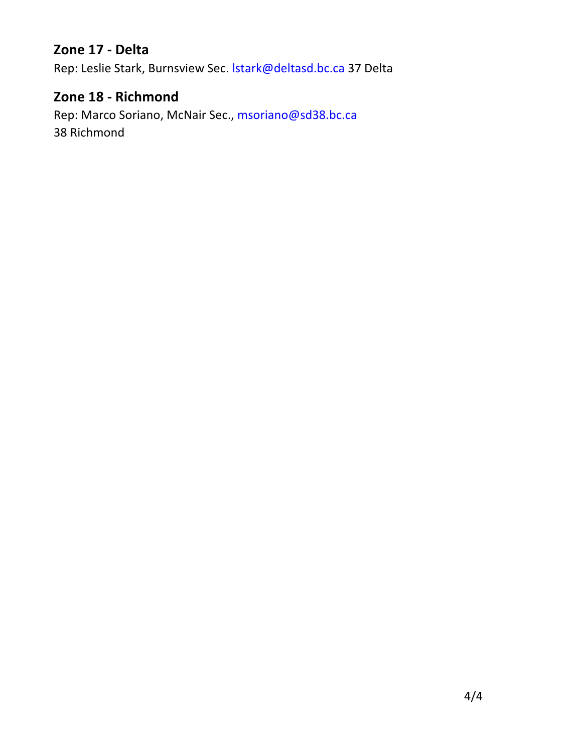## Zone 17 - Delta

Rep: Leslie Stark, Burnsview Sec. lstark@deltasd.bc.ca 37 Delta

## Zone 18 - Richmond

Rep: Marco Soriano, McNair Sec., msoriano@sd38.bc.ca
38 Richmond